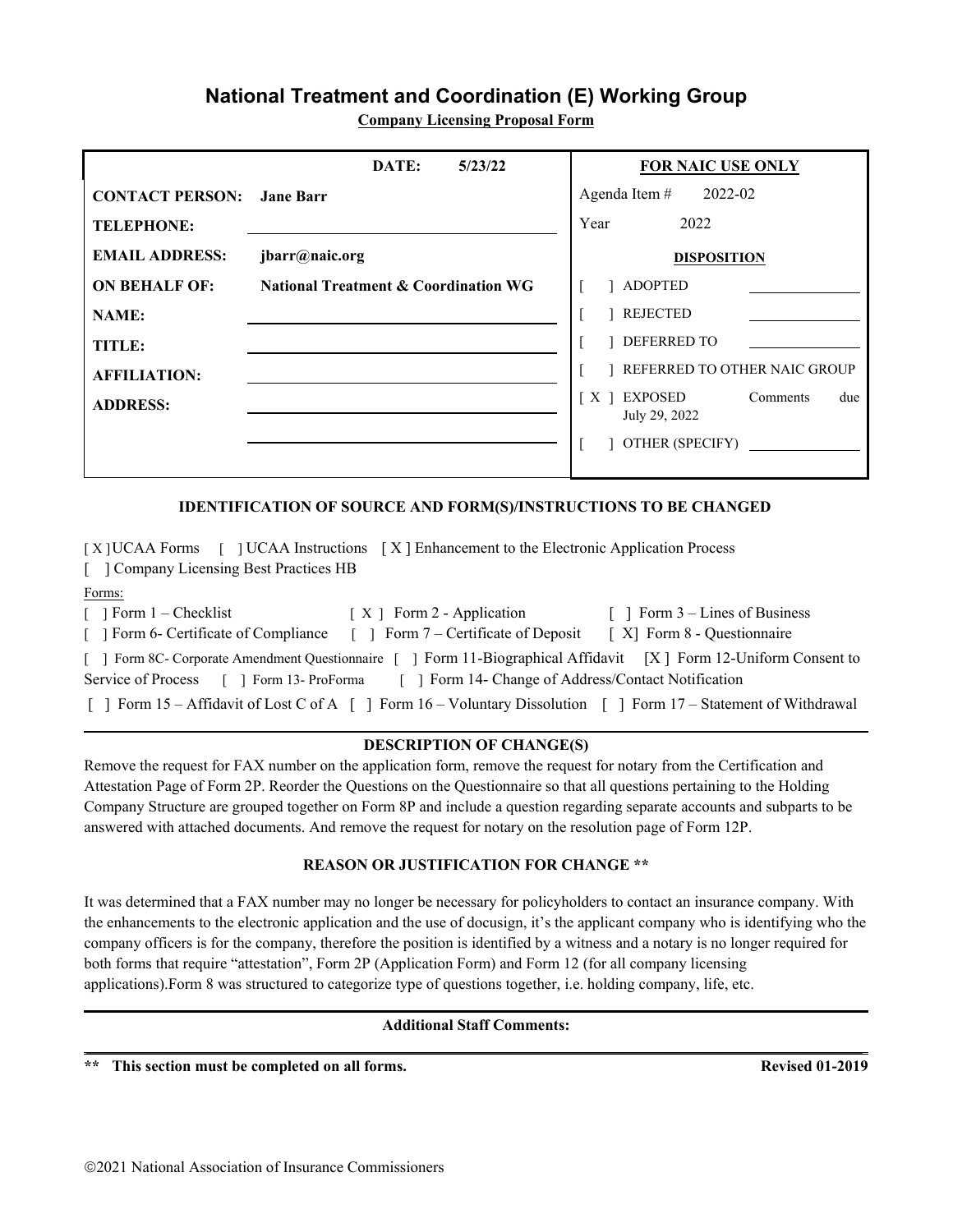# National Treatment and Coordination (E) Working Group

**Company Licensing Proposal Form**

| | | FOR NAIC USE ONLY |
|---|---|---|
| | **DATE:** 5/23/22 | Agenda Item # 2022-02 |
| **CONTACT PERSON:** | **Jane Barr** | Year 2022 |
| **TELEPHONE:** | | **DISPOSITION** |
| **EMAIL ADDRESS:** | **jbarr@naic.org** | [ ] ADOPTED |
| **ON BEHALF OF:** | **National Treatment & Coordination WG** | [ ] REJECTED |
| **NAME:** | | [ ] DEFERRED TO |
| **TITLE:** | | [ ] REFERRED TO OTHER NAIC GROUP |
| **AFFILIATION:** | | [ X ] EXPOSED Comments due July 29, 2022 |
| **ADDRESS:** | | [ ] OTHER (SPECIFY) |

**IDENTIFICATION OF SOURCE AND FORM(S)/INSTRUCTIONS TO BE CHANGED**

[ X ] UCAA Forms [ ] UCAA Instructions [ X ] Enhancement to the Electronic Application Process
[ ] Company Licensing Best Practices HB

Forms:

[ ] Form 1 – Checklist [ X ] Form 2 - Application [ ] Form 3 – Lines of Business
[ ] Form 6- Certificate of Compliance [ ] Form 7 – Certificate of Deposit [ X] Form 8 - Questionnaire
[ ] Form 8C- Corporate Amendment Questionnaire [ ] Form 11-Biographical Affidavit [X ] Form 12-Uniform Consent to Service of Process [ ] Form 13- ProForma [ ] Form 14- Change of Address/Contact Notification
[ ] Form 15 – Affidavit of Lost C of A [ ] Form 16 – Voluntary Dissolution [ ] Form 17 – Statement of Withdrawal

**DESCRIPTION OF CHANGE(S)**

Remove the request for FAX number on the application form, remove the request for notary from the Certification and Attestation Page of Form 2P. Reorder the Questions on the Questionnaire so that all questions pertaining to the Holding Company Structure are grouped together on Form 8P and include a question regarding separate accounts and subparts to be answered with attached documents. And remove the request for notary on the resolution page of Form 12P.

**REASON OR JUSTIFICATION FOR CHANGE \*\***

It was determined that a FAX number may no longer be necessary for policyholders to contact an insurance company. With the enhancements to the electronic application and the use of docusign, it's the applicant company who is identifying who the company officers is for the company, therefore the position is identified by a witness and a notary is no longer required for both forms that require "attestation", Form 2P (Application Form) and Form 12 (for all company licensing applications).Form 8 was structured to categorize type of questions together, i.e. holding company, life, etc.

**Additional Staff Comments:**

**\*\* This section must be completed on all forms.** **Revised 01-2019**

©2021 National Association of Insurance Commissioners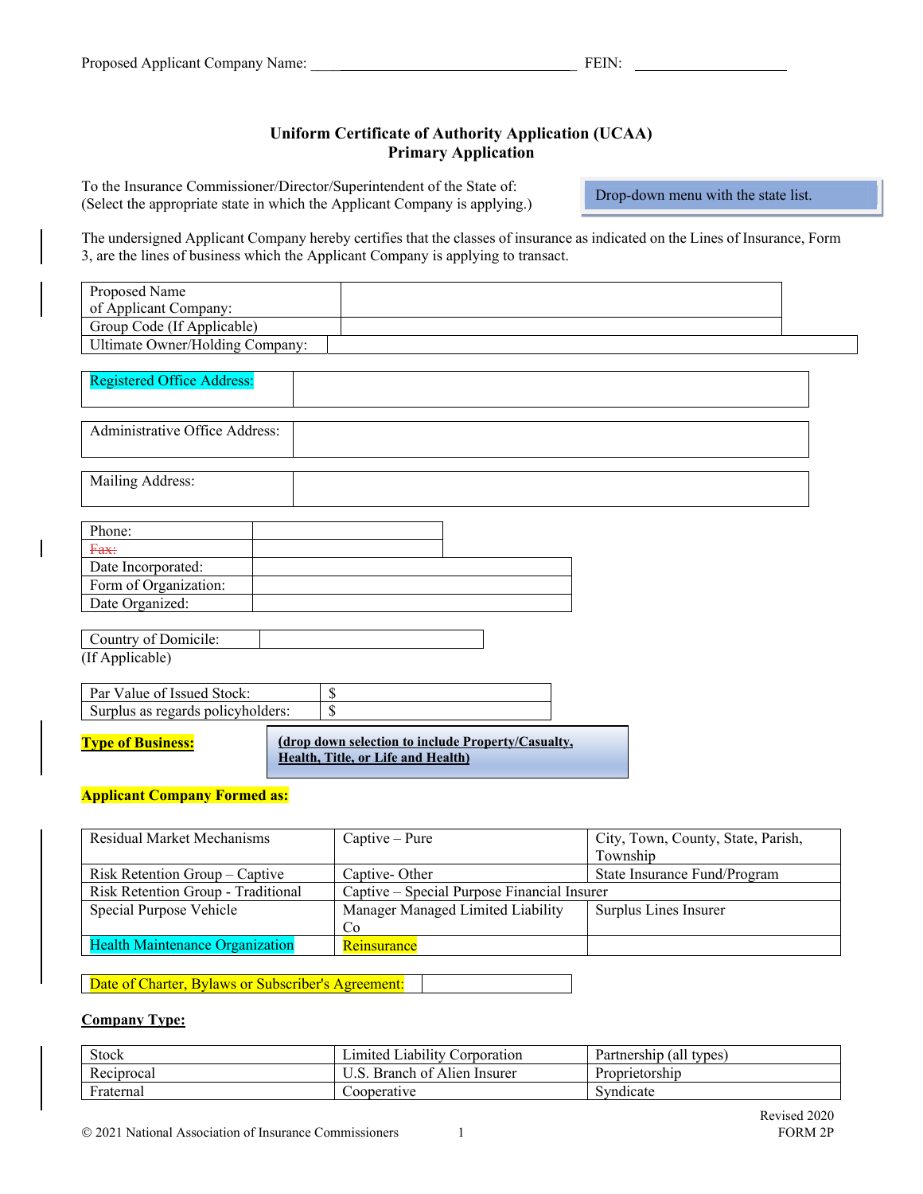Proposed Applicant Company Name: ________________________________ FEIN: ____________________

## Uniform Certificate of Authority Application (UCAA)
## Primary Application

To the Insurance Commissioner/Director/Superintendent of the State of:
(Select the appropriate state in which the Applicant Company is applying.)

Drop-down menu with the state list.

The undersigned Applicant Company hereby certifies that the classes of insurance as indicated on the Lines of Insurance, Form 3, are the lines of business which the Applicant Company is applying to transact.

| | |
|---|---|
| Proposed Name of Applicant Company: | |
| Group Code (If Applicable) | |
| Ultimate Owner/Holding Company: | |

| | |
|---|---|
| Registered Office Address: | |

| | |
|---|---|
| Administrative Office Address: | |

| | |
|---|---|
| Mailing Address: | |

| | |
|---|---|
| Phone: | |
| ~~Fax:~~ | |
| Date Incorporated: | |
| Form of Organization: | |
| Date Organized: | |

| | |
|---|---|
| Country of Domicile: (If Applicable) | |

| | |
|---|---|
| Par Value of Issued Stock: | $ |
| Surplus as regards policyholders: | $ |

**Type of Business:** **(drop down selection to include Property/Casualty, Health, Title, or Life and Health)**

**Applicant Company Formed as:**

| | | |
|---|---|---|
| Residual Market Mechanisms | Captive – Pure | City, Town, County, State, Parish, Township |
| Risk Retention Group – Captive | Captive- Other | State Insurance Fund/Program |
| Risk Retention Group - Traditional | Captive – Special Purpose Financial Insurer | |
| Special Purpose Vehicle | Manager Managed Limited Liability Co | Surplus Lines Insurer |
| Health Maintenance Organization | Reinsurance | |

| | |
|---|---|
| Date of Charter, Bylaws or Subscriber's Agreement: | |

**Company Type:**

| | | |
|---|---|---|
| Stock | Limited Liability Corporation | Partnership (all types) |
| Reciprocal | U.S. Branch of Alien Insurer | Proprietorship |
| Fraternal | Cooperative | Syndicate |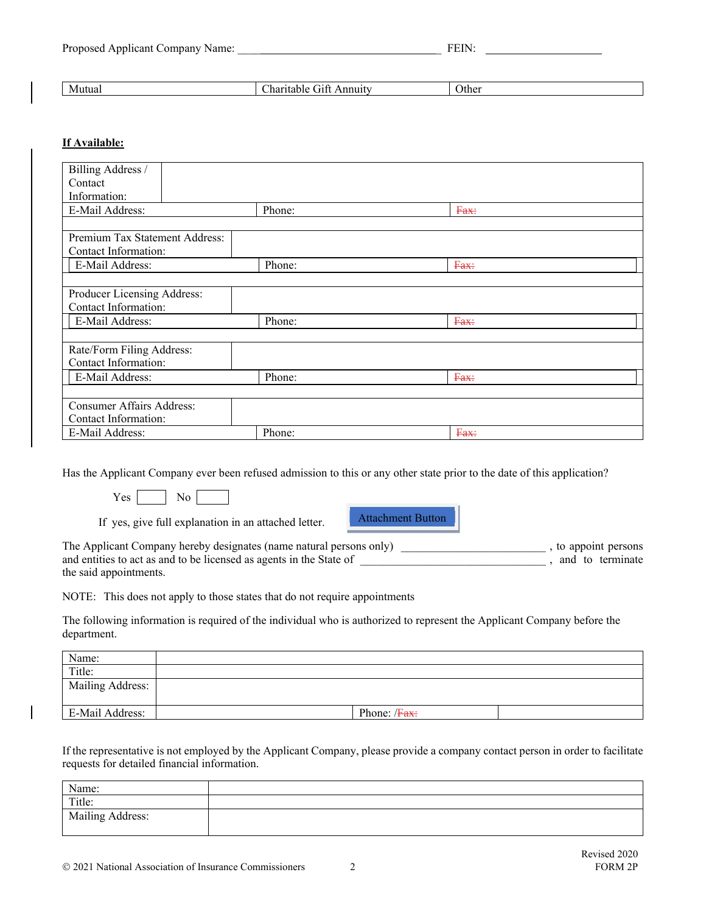Proposed Applicant Company Name: ________________________________ FEIN: ____________________

| Mutual | Charitable Gift Annuity | Other |
|---|---|---|

**If Available:**

| Billing Address / Contact Information: | | |
|---|---|---|
| E-Mail Address: | Phone: | ~~Fax:~~ |

| Premium Tax Statement Address: Contact Information: | | |
|---|---|---|
| E-Mail Address: | Phone: | ~~Fax:~~ |

| Producer Licensing Address: Contact Information: | | |
|---|---|---|
| E-Mail Address: | Phone: | ~~Fax:~~ |

| Rate/Form Filing Address: Contact Information: | | |
|---|---|---|
| E-Mail Address: | Phone: | ~~Fax:~~ |

| Consumer Affairs Address: Contact Information: | | |
|---|---|---|
| E-Mail Address: | Phone: | ~~Fax:~~ |

Has the Applicant Company ever been refused admission to this or any other state prior to the date of this application?

Yes [ ] No [ ]

If yes, give full explanation in an attached letter. Attachment Button

The Applicant Company hereby designates (name natural persons only) ________________________, to appoint persons and entities to act as and to be licensed as agents in the State of ________________________________, and to terminate the said appointments.

NOTE: This does not apply to those states that do not require appointments

The following information is required of the individual who is authorized to represent the Applicant Company before the department.

| Name: | | | |
|---|---|---|---|
| Title: | | | |
| Mailing Address: | | | |
| E-Mail Address: | | Phone: /~~Fax:~~ | |

If the representative is not employed by the Applicant Company, please provide a company contact person in order to facilitate requests for detailed financial information.

| Name: | |
|---|---|
| Title: | |
| Mailing Address: | |

© 2021 National Association of Insurance Commissioners

Revised 2020
FORM 2P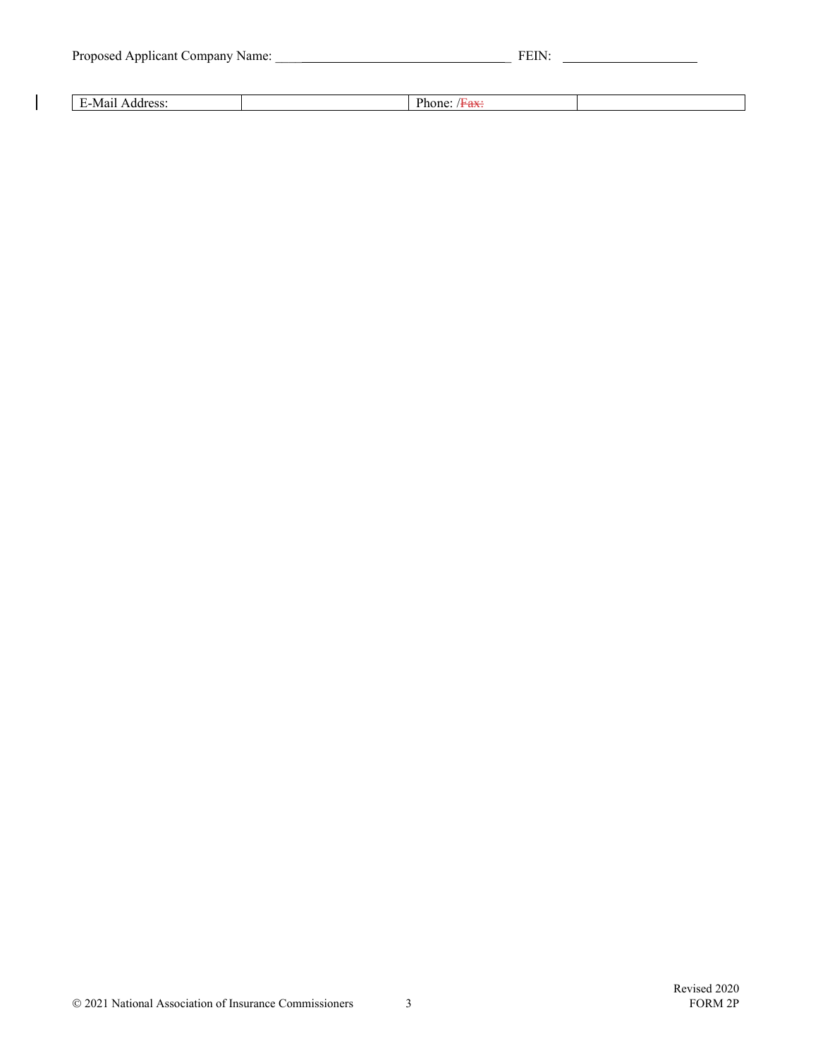Proposed Applicant Company Name: ________________________________ FEIN: ____________________

| E-Mail Address: | | Phone: /~~Fax:~~ | |
|---|---|---|---|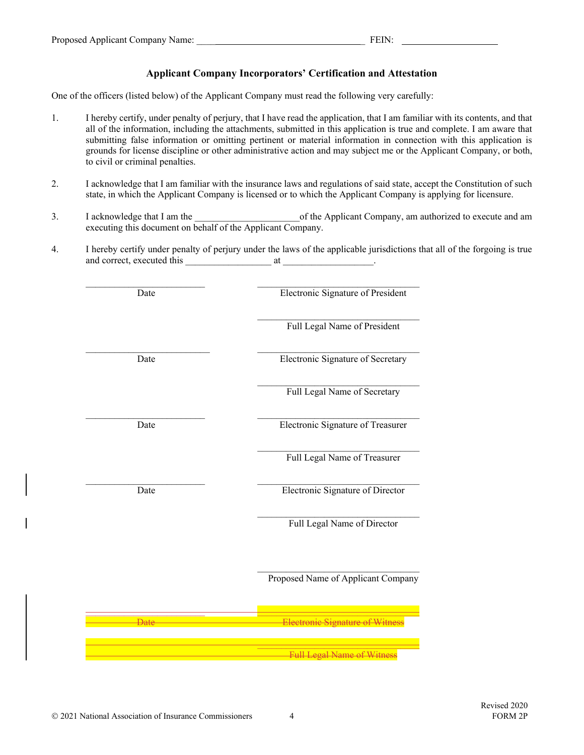Proposed Applicant Company Name: ________________________________________ FEIN: ______________________

## Applicant Company Incorporators' Certification and Attestation

One of the officers (listed below) of the Applicant Company must read the following very carefully:

1. I hereby certify, under penalty of perjury, that I have read the application, that I am familiar with its contents, and that all of the information, including the attachments, submitted in this application is true and complete. I am aware that submitting false information or omitting pertinent or material information in connection with this application is grounds for license discipline or other administrative action and may subject me or the Applicant Company, or both, to civil or criminal penalties.

2. I acknowledge that I am familiar with the insurance laws and regulations of said state, accept the Constitution of such state, in which the Applicant Company is licensed or to which the Applicant Company is applying for licensure.

3. I acknowledge that I am the ______________________of the Applicant Company, am authorized to execute and am executing this document on behalf of the Applicant Company.

4. I hereby certify under penalty of perjury under the laws of the applicable jurisdictions that all of the forgoing is true and correct, executed this __________________ at ___________________.

| | |
|---|---|
| ___________________________ Date | ___________________________________ Electronic Signature of President |
| | ___________________________________ Full Legal Name of President |
| ___________________________ Date | ___________________________________ Electronic Signature of Secretary |
| | ___________________________________ Full Legal Name of Secretary |
| ___________________________ Date | ___________________________________ Electronic Signature of Treasurer |
| | ___________________________________ Full Legal Name of Treasurer |
| ___________________________ Date | ___________________________________ Electronic Signature of Director |
| | ___________________________________ Full Legal Name of Director |
| | ___________________________________ Proposed Name of Applicant Company |
| ~~___________________________ Date~~ | ~~___________________________________ Electronic Signature of Witness~~ |
| | ~~___________________________________ Full Legal Name of Witness~~ |

© 2021 National Association of Insurance Commissioners

Revised 2020
FORM 2P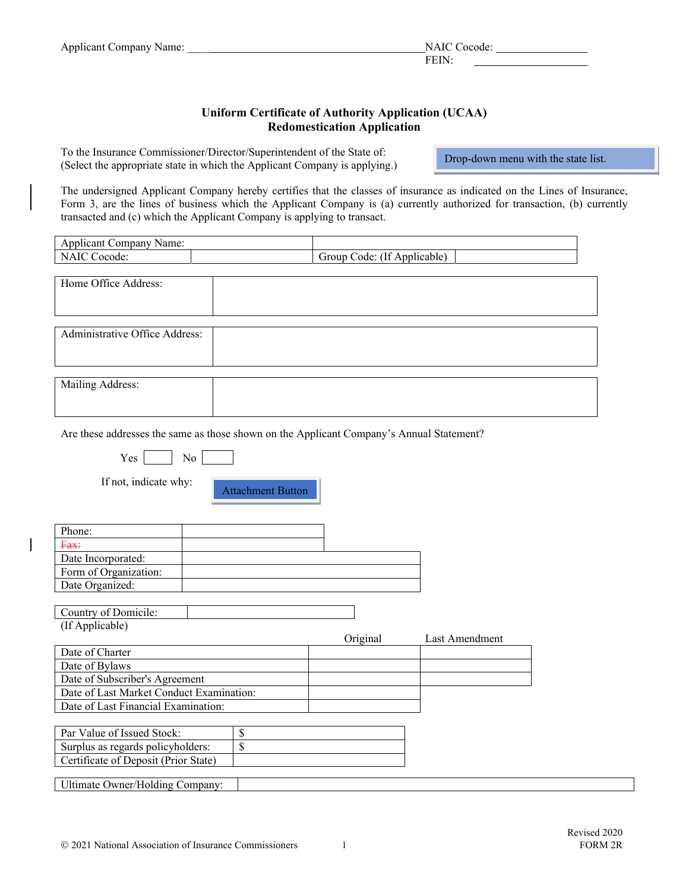Applicant Company Name: ______________________________ NAIC Cocode: ________________
FEIN: ________________

**Uniform Certificate of Authority Application (UCAA)**
**Redomestication Application**

To the Insurance Commissioner/Director/Superintendent of the State of:
(Select the appropriate state in which the Applicant Company is applying.)

Drop-down menu with the state list.

The undersigned Applicant Company hereby certifies that the classes of insurance as indicated on the Lines of Insurance, Form 3, are the lines of business which the Applicant Company is (a) currently authorized for transaction, (b) currently transacted and (c) which the Applicant Company is applying to transact.

| Applicant Company Name: | | | |
|---|---|---|---|
| NAIC Cocode: | | Group Code: (If Applicable) | |

| Home Office Address: | |
|---|---|

| Administrative Office Address: | |
|---|---|

| Mailing Address: | |
|---|---|

Are these addresses the same as those shown on the Applicant Company's Annual Statement?

Yes ☐ No ☐

If not, indicate why: Attachment Button

| Phone: | |
|---|---|
| ~~Fax:~~ | |
| Date Incorporated: | |
| Form of Organization: | |
| Date Organized: | |

| Country of Domicile: (If Applicable) | |
|---|---|

| | Original | Last Amendment |
|---|---|---|
| Date of Charter | | |
| Date of Bylaws | | |
| Date of Subscriber's Agreement | | |
| Date of Last Market Conduct Examination: | | |
| Date of Last Financial Examination: | | |

| Par Value of Issued Stock: | $ |
|---|---|
| Surplus as regards policyholders: | $ |
| Certificate of Deposit (Prior State) | |

| Ultimate Owner/Holding Company: | |
|---|---|

© 2021 National Association of Insurance Commissioners

Revised 2020
FORM 2R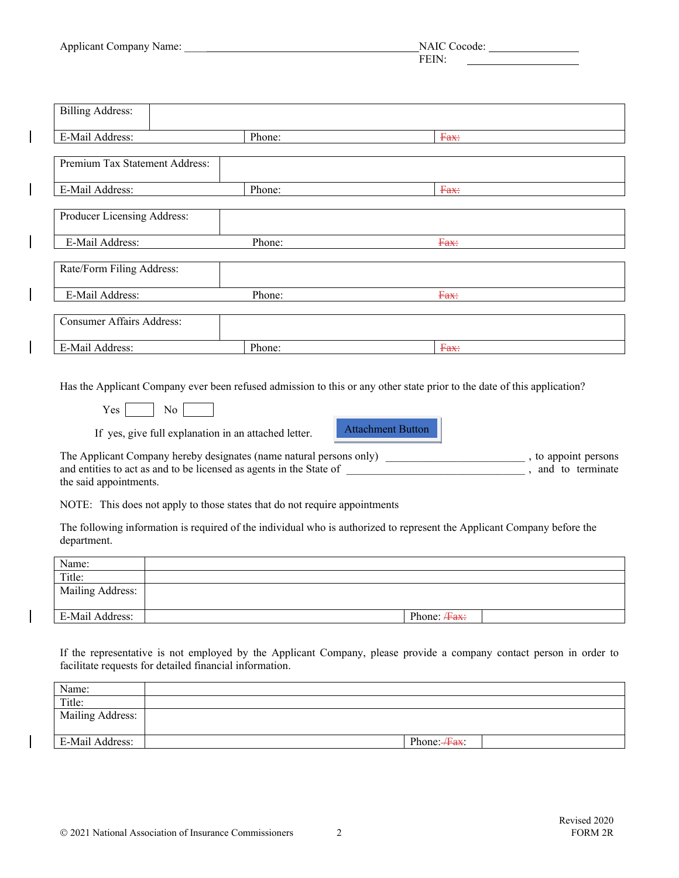Applicant Company Name: ________________________________________ NAIC Cocode: ________________
FEIN: ________________

| Billing Address: | | |
|---|---|---|
| E-Mail Address: | Phone: | ~~Fax:~~ |

| Premium Tax Statement Address: | | |
|---|---|---|
| E-Mail Address: | Phone: | ~~Fax:~~ |

| Producer Licensing Address: | | |
|---|---|---|
| E-Mail Address: | Phone: | ~~Fax:~~ |

| Rate/Form Filing Address: | | |
|---|---|---|
| E-Mail Address: | Phone: | ~~Fax:~~ |

| Consumer Affairs Address: | | |
|---|---|---|
| E-Mail Address: | Phone: | ~~Fax:~~ |

Has the Applicant Company ever been refused admission to this or any other state prior to the date of this application?

Yes [ ] No [ ]

If yes, give full explanation in an attached letter. [Attachment Button]

The Applicant Company hereby designates (name natural persons only) ________________________, to appoint persons and entities to act as and to be licensed as agents in the State of ______________________________, and to terminate the said appointments.

NOTE: This does not apply to those states that do not require appointments

The following information is required of the individual who is authorized to represent the Applicant Company before the department.

| Name: | | | |
|---|---|---|---|
| Title: | | | |
| Mailing Address: | | | |
| E-Mail Address: | | Phone: ~~/Fax:~~ | |

If the representative is not employed by the Applicant Company, please provide a company contact person in order to facilitate requests for detailed financial information.

| Name: | | | |
|---|---|---|---|
| Title: | | | |
| Mailing Address: | | | |
| E-Mail Address: | | Phone: ~~/Fax~~: | |

© 2021 National Association of Insurance Commissioners

Revised 2020
FORM 2R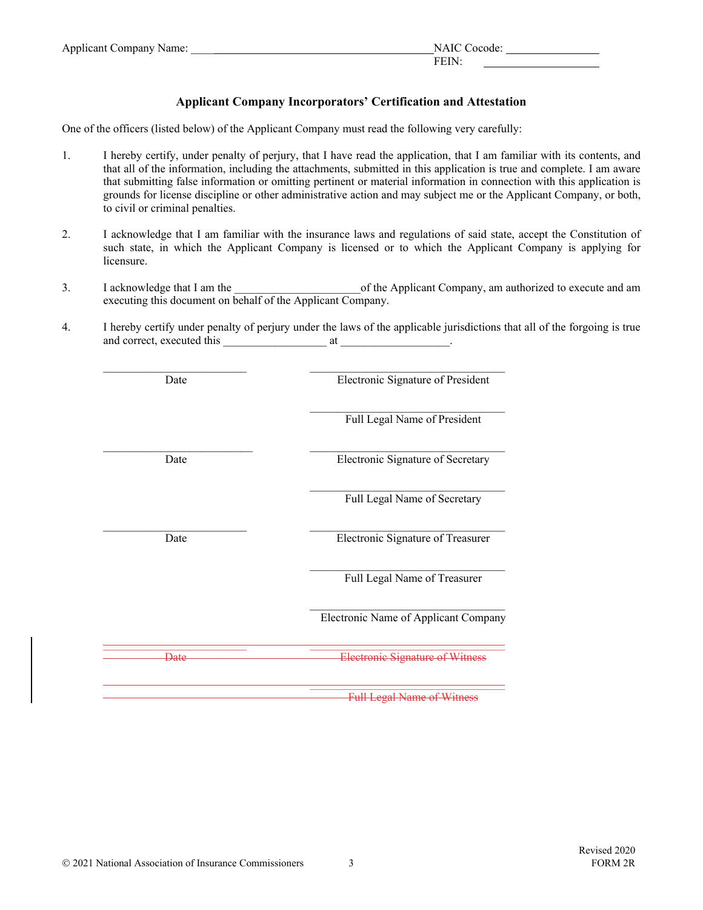Applicant Company Name: ______________________________ NAIC Cocode: ______________
FEIN: ______________

## Applicant Company Incorporators' Certification and Attestation

One of the officers (listed below) of the Applicant Company must read the following very carefully:

1. I hereby certify, under penalty of perjury, that I have read the application, that I am familiar with its contents, and that all of the information, including the attachments, submitted in this application is true and complete. I am aware that submitting false information or omitting pertinent or material information in connection with this application is grounds for license discipline or other administrative action and may subject me or the Applicant Company, or both, to civil or criminal penalties.

2. I acknowledge that I am familiar with the insurance laws and regulations of said state, accept the Constitution of such state, in which the Applicant Company is licensed or to which the Applicant Company is applying for licensure.

3. I acknowledge that I am the _____________________of the Applicant Company, am authorized to execute and am executing this document on behalf of the Applicant Company.

4. I hereby certify under penalty of perjury under the laws of the applicable jurisdictions that all of the forgoing is true and correct, executed this __________________ at __________________.

| | |
|---|---|
| ______________________ Date | ______________________ Electronic Signature of President |
| | ______________________ Full Legal Name of President |
| ______________________ Date | ______________________ Electronic Signature of Secretary |
| | ______________________ Full Legal Name of Secretary |
| ______________________ Date | ______________________ Electronic Signature of Treasurer |
| | ______________________ Full Legal Name of Treasurer |
| | ______________________ Electronic Name of Applicant Company |
| ~~Date~~ | ~~Electronic Signature of Witness~~ |
| | ~~Full Legal Name of Witness~~ |

Revised 2020
FORM 2R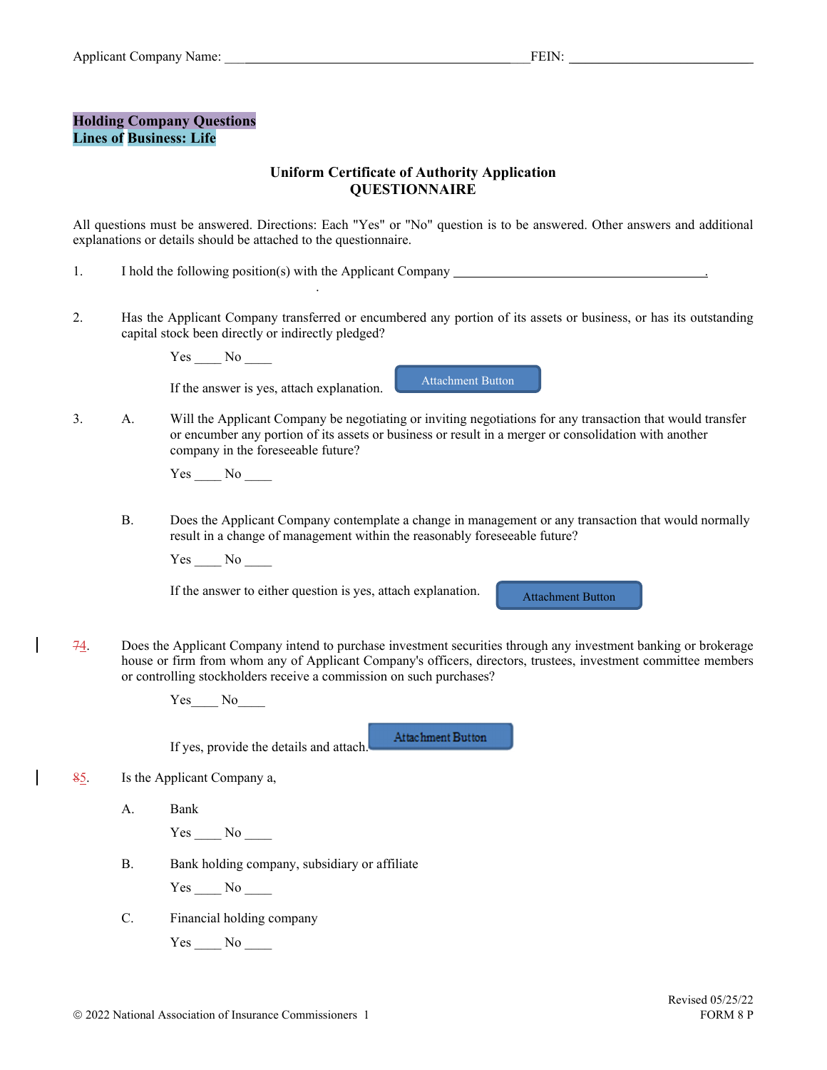Applicant Company Name: ______________________________________________FEIN: ____________________________

**Holding Company Questions**
**Lines of Business: Life**

## Uniform Certificate of Authority Application
## QUESTIONNAIRE

All questions must be answered. Directions: Each "Yes" or "No" question is to be answered. Other answers and additional explanations or details should be attached to the questionnaire.

1. I hold the following position(s) with the Applicant Company ________________________________________.

2. Has the Applicant Company transferred or encumbered any portion of its assets or business, or has its outstanding capital stock been directly or indirectly pledged?

   Yes ____ No ____

   If the answer is yes, attach explanation. [Attachment Button]

3. A. Will the Applicant Company be negotiating or inviting negotiations for any transaction that would transfer or encumber any portion of its assets or business or result in a merger or consolidation with another company in the foreseeable future?

   Yes ____ No ____

   B. Does the Applicant Company contemplate a change in management or any transaction that would normally result in a change of management within the reasonably foreseeable future?

   Yes ____ No ____

   If the answer to either question is yes, attach explanation. [Attachment Button]

~~7~~4. Does the Applicant Company intend to purchase investment securities through any investment banking or brokerage house or firm from whom any of Applicant Company's officers, directors, trustees, investment committee members or controlling stockholders receive a commission on such purchases?

   Yes____ No____

   If yes, provide the details and attach. [Attachment Button]

~~8~~5. Is the Applicant Company a,

   A. Bank

   Yes ____ No ____

   B. Bank holding company, subsidiary or affiliate

   Yes ____ No ____

   C. Financial holding company

   Yes ____ No ____

© 2022 National Association of Insurance Commissioners 1

Revised 05/25/22
FORM 8 P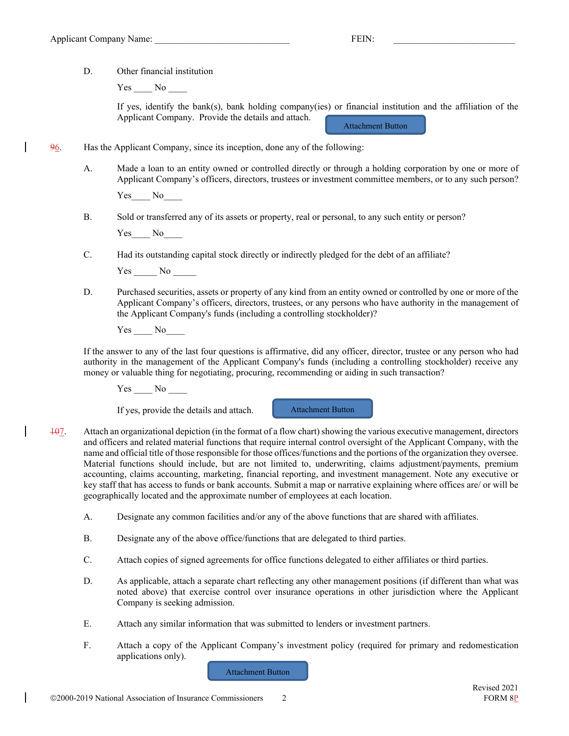Applicant Company Name: ______________________________ FEIN: ___________________________

D. Other financial institution

Yes ____ No ____

If yes, identify the bank(s), bank holding company(ies) or financial institution and the affiliation of the Applicant Company. Provide the details and attach. Attachment Button

~~9~~6. Has the Applicant Company, since its inception, done any of the following:

A. Made a loan to an entity owned or controlled directly or through a holding corporation by one or more of Applicant Company's officers, directors, trustees or investment committee members, or to any such person?

Yes____ No____

B. Sold or transferred any of its assets or property, real or personal, to any such entity or person?

Yes____ No____

C. Had its outstanding capital stock directly or indirectly pledged for the debt of an affiliate?

Yes _____ No _____

D. Purchased securities, assets or property of any kind from an entity owned or controlled by one or more of the Applicant Company's officers, directors, trustees, or any persons who have authority in the management of the Applicant Company's funds (including a controlling stockholder)?

Yes ____ No____

If the answer to any of the last four questions is affirmative, did any officer, director, trustee or any person who had authority in the management of the Applicant Company's funds (including a controlling stockholder) receive any money or valuable thing for negotiating, procuring, recommending or aiding in such transaction?

Yes ____ No ____

If yes, provide the details and attach. Attachment Button

~~10~~7. Attach an organizational depiction (in the format of a flow chart) showing the various executive management, directors and officers and related material functions that require internal control oversight of the Applicant Company, with the name and official title of those responsible for those offices/functions and the portions of the organization they oversee. Material functions should include, but are not limited to, underwriting, claims adjustment/payments, premium accounting, claims accounting, marketing, financial reporting, and investment management. Note any executive or key staff that has access to funds or bank accounts. Submit a map or narrative explaining where offices are/ or will be geographically located and the approximate number of employees at each location.

A. Designate any common facilities and/or any of the above functions that are shared with affiliates.

B. Designate any of the above office/functions that are delegated to third parties.

C. Attach copies of signed agreements for office functions delegated to either affiliates or third parties.

D. As applicable, attach a separate chart reflecting any other management positions (if different than what was noted above) that exercise control over insurance operations in other jurisdiction where the Applicant Company is seeking admission.

E. Attach any similar information that was submitted to lenders or investment partners.

F. Attach a copy of the Applicant Company's investment policy (required for primary and redomestication applications only).

Attachment Button

Revised 2021
FORM 8P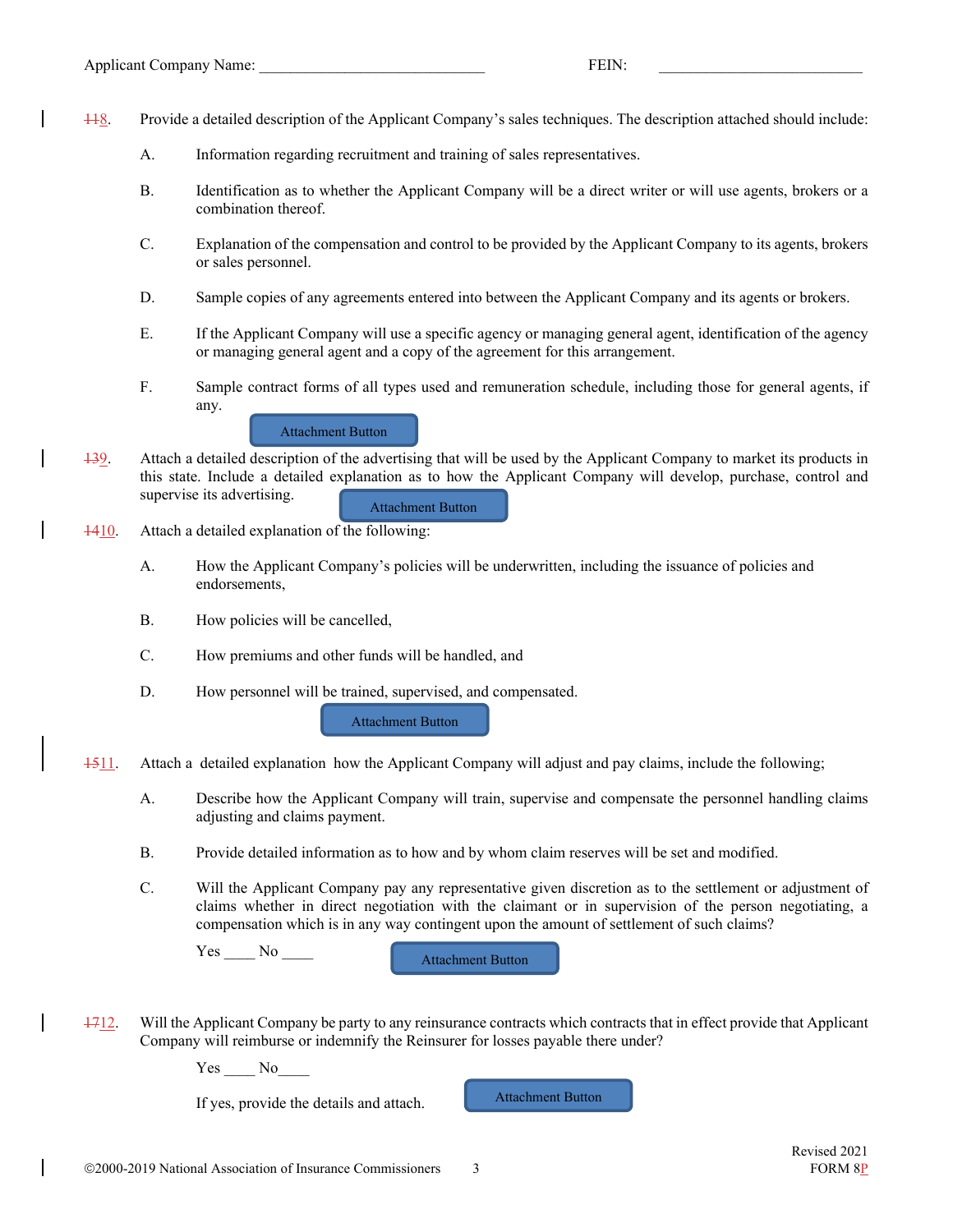Applicant Company Name: ____________________________ FEIN: ___________________________

~~11~~8. Provide a detailed description of the Applicant Company's sales techniques. The description attached should include:

A. Information regarding recruitment and training of sales representatives.

B. Identification as to whether the Applicant Company will be a direct writer or will use agents, brokers or a combination thereof.

C. Explanation of the compensation and control to be provided by the Applicant Company to its agents, brokers or sales personnel.

D. Sample copies of any agreements entered into between the Applicant Company and its agents or brokers.

E. If the Applicant Company will use a specific agency or managing general agent, identification of the agency or managing general agent and a copy of the agreement for this arrangement.

F. Sample contract forms of all types used and remuneration schedule, including those for general agents, if any.

Attachment Button

~~13~~9. Attach a detailed description of the advertising that will be used by the Applicant Company to market its products in this state. Include a detailed explanation as to how the Applicant Company will develop, purchase, control and supervise its advertising.

Attachment Button

~~14~~10. Attach a detailed explanation of the following:

A. How the Applicant Company's policies will be underwritten, including the issuance of policies and endorsements,

B. How policies will be cancelled,

C. How premiums and other funds will be handled, and

D. How personnel will be trained, supervised, and compensated.

Attachment Button

~~15~~11. Attach a detailed explanation how the Applicant Company will adjust and pay claims, include the following;

A. Describe how the Applicant Company will train, supervise and compensate the personnel handling claims adjusting and claims payment.

B. Provide detailed information as to how and by whom claim reserves will be set and modified.

C. Will the Applicant Company pay any representative given discretion as to the settlement or adjustment of claims whether in direct negotiation with the claimant or in supervision of the person negotiating, a compensation which is in any way contingent upon the amount of settlement of such claims?

Yes ____ No ____

Attachment Button

~~17~~12. Will the Applicant Company be party to any reinsurance contracts which contracts that in effect provide that Applicant Company will reimburse or indemnify the Reinsurer for losses payable there under?

Yes ____ No____

If yes, provide the details and attach.

Attachment Button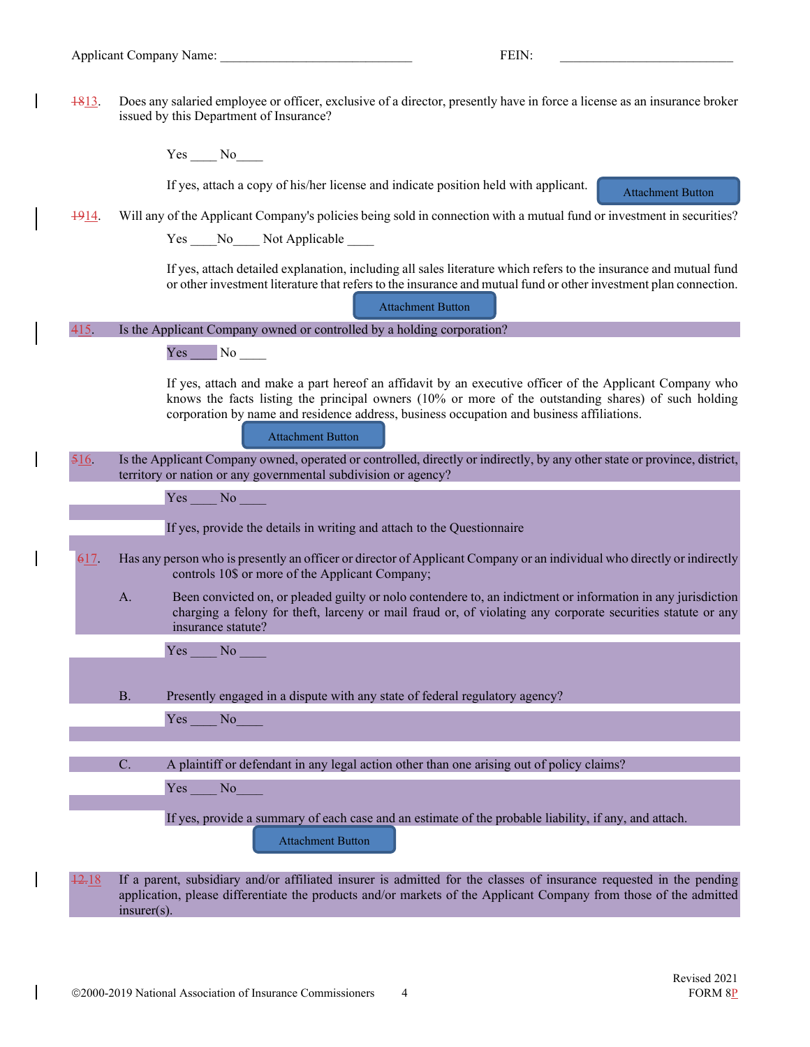Applicant Company Name: ____________________________ FEIN: __________________________

~~18~~13. Does any salaried employee or officer, exclusive of a director, presently have in force a license as an insurance broker issued by this Department of Insurance?

Yes ____ No____

If yes, attach a copy of his/her license and indicate position held with applicant. Attachment Button

~~19~~14. Will any of the Applicant Company's policies being sold in connection with a mutual fund or investment in securities?

Yes ____No____ Not Applicable ____

If yes, attach detailed explanation, including all sales literature which refers to the insurance and mutual fund or other investment literature that refers to the insurance and mutual fund or other investment plan connection.

Attachment Button

~~4~~15. Is the Applicant Company owned or controlled by a holding corporation?

Yes ____ No ____

If yes, attach and make a part hereof an affidavit by an executive officer of the Applicant Company who knows the facts listing the principal owners (10% or more of the outstanding shares) of such holding corporation by name and residence address, business occupation and business affiliations.

Attachment Button

~~5~~16. Is the Applicant Company owned, operated or controlled, directly or indirectly, by any other state or province, district, territory or nation or any governmental subdivision or agency?

Yes ____ No ____

If yes, provide the details in writing and attach to the Questionnaire

~~6~~17. Has any person who is presently an officer or director of Applicant Company or an individual who directly or indirectly controls 10$ or more of the Applicant Company;

A. Been convicted on, or pleaded guilty or nolo contendere to, an indictment or information in any jurisdiction charging a felony for theft, larceny or mail fraud or, of violating any corporate securities statute or any insurance statute?

Yes ____ No ____

B. Presently engaged in a dispute with any state of federal regulatory agency?

Yes ____ No____

C. A plaintiff or defendant in any legal action other than one arising out of policy claims?

Yes ____ No____

If yes, provide a summary of each case and an estimate of the probable liability, if any, and attach.

Attachment Button

~~12.~~18 If a parent, subsidiary and/or affiliated insurer is admitted for the classes of insurance requested in the pending application, please differentiate the products and/or markets of the Applicant Company from those of the admitted insurer(s).

©2000-2019 National Association of Insurance Commissioners

Revised 2021
FORM 8P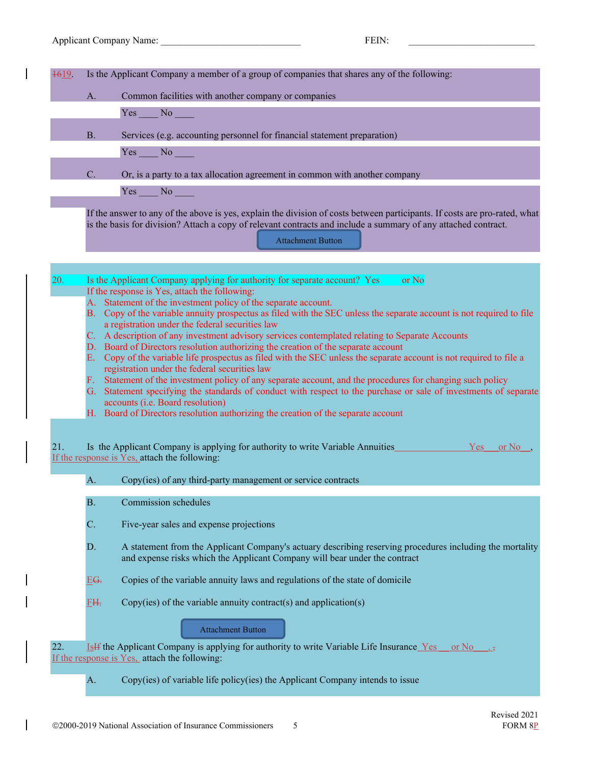Applicant Company Name: ______________________________ FEIN: ___________________________

1619. Is the Applicant Company a member of a group of companies that shares any of the following:

A. Common facilities with another company or companies

Yes ____ No ____

B. Services (e.g. accounting personnel for financial statement preparation)

Yes ____ No ____

C. Or, is a party to a tax allocation agreement in common with another company

Yes ____ No ____

If the answer to any of the above is yes, explain the division of costs between participants. If costs are pro-rated, what is the basis for division? Attach a copy of relevant contracts and include a summary of any attached contract.

Attachment Button

20. Is the Applicant Company applying for authority for separate account? Yes or No

If the response is Yes, attach the following:

A. Statement of the investment policy of the separate account.
B. Copy of the variable annuity prospectus as filed with the SEC unless the separate account is not required to file a registration under the federal securities law
C. A description of any investment advisory services contemplated relating to Separate Accounts
D. Board of Directors resolution authorizing the creation of the separate account
E. Copy of the variable life prospectus as filed with the SEC unless the separate account is not required to file a registration under the federal securities law
F. Statement of the investment policy of any separate account, and the procedures for changing such policy
G. Statement specifying the standards of conduct with respect to the purchase or sale of investments of separate accounts (i.e. Board resolution)
H. Board of Directors resolution authorizing the creation of the separate account

21. Is the Applicant Company is applying for authority to write Variable Annuities________________Yes___or No__, If the response is Yes, attach the following:

A. Copy(ies) of any third-party management or service contracts

B. Commission schedules

C. Five-year sales and expense projections

D. A statement from the Applicant Company's actuary describing reserving procedures including the mortality and expense risks which the Applicant Company will bear under the contract

EG. Copies of the variable annuity laws and regulations of the state of domicile

FH. Copy(ies) of the variable annuity contract(s) and application(s)

Attachment Button

22. IsIf the Applicant Company is applying for authority to write Variable Life Insurance Yes __ or No___. , If the response is Yes, attach the following:

A. Copy(ies) of variable life policy(ies) the Applicant Company intends to issue

Revised 2021
FORM 8P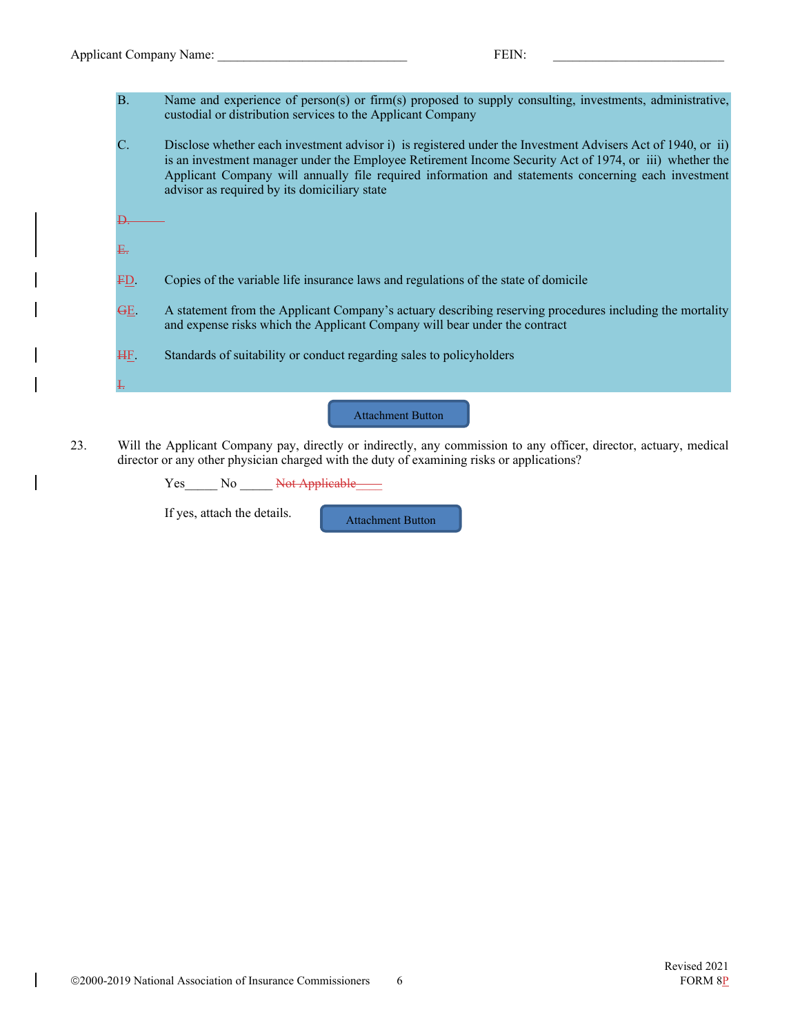Applicant Company Name: ____________________________ FEIN: __________________________

B. Name and experience of person(s) or firm(s) proposed to supply consulting, investments, administrative, custodial or distribution services to the Applicant Company

C. Disclose whether each investment advisor i) is registered under the Investment Advisers Act of 1940, or ii) is an investment manager under the Employee Retirement Income Security Act of 1974, or iii) whether the Applicant Company will annually file required information and statements concerning each investment advisor as required by its domiciliary state

~~D.~~

~~E.~~

~~F~~D. Copies of the variable life insurance laws and regulations of the state of domicile

~~G~~E. A statement from the Applicant Company's actuary describing reserving procedures including the mortality and expense risks which the Applicant Company will bear under the contract

~~H~~F. Standards of suitability or conduct regarding sales to policyholders

~~I.~~

Attachment Button

23. Will the Applicant Company pay, directly or indirectly, any commission to any officer, director, actuary, medical director or any other physician charged with the duty of examining risks or applications?

Yes_____ No _____ ~~Not Applicable____~~

If yes, attach the details. Attachment Button

©2000-2019 National Association of Insurance Commissioners

Revised 2021
FORM 8P